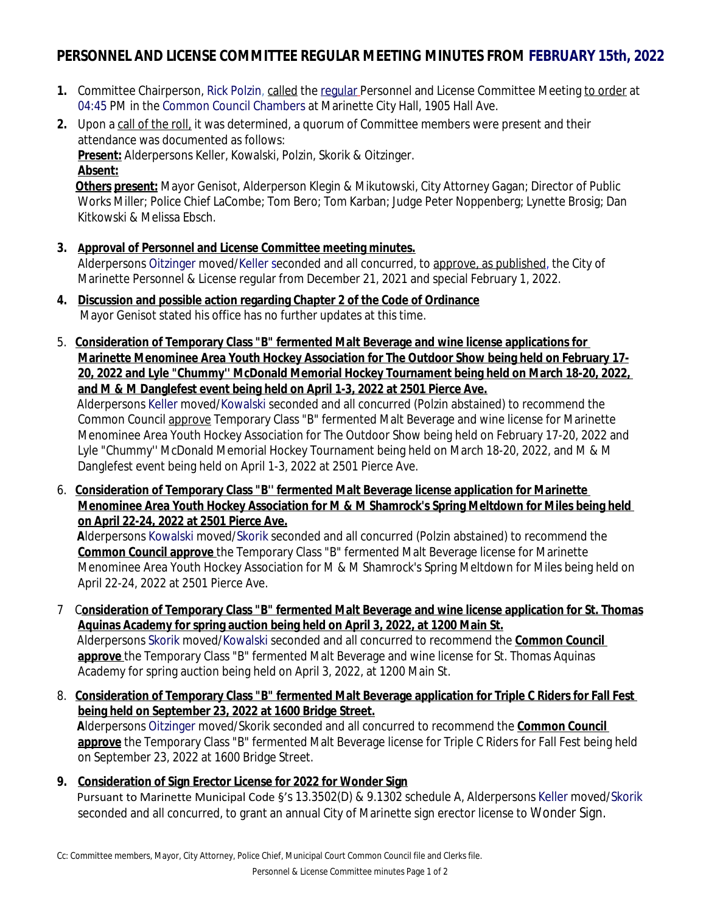# PERSONNEL AND LICENSE COMMITTEE REGULAR MEETING MINUTES FROM FEBRUARY 15th, 2022

1. Committee Chairperson, Rick Polzin, called the regular Personnel and License Committee Meeting to order at 04:45 PM in the Common Council Chambers at Marinette City Hall, 1905 Hall Ave.

2. Upon a call of the roll, it was determined, a quorum of Committee members were present and their attendance was documented as follows:
   **Present:** Alderpersons Keller, Kowalski, Polzin, Skorik & Oitzinger.
   **Absent:**
   **Others present:** Mayor Genisot, Alderperson Klegin & Mikutowski, City Attorney Gagan; Director of Public Works Miller; Police Chief LaCombe; Tom Bero; Tom Karban; Judge Peter Noppenberg; Lynette Brosig; Dan Kitkowski & Melissa Ebsch.

3. **Approval of Personnel and License Committee meeting minutes.**
   Alderpersons Oitzinger moved/Keller seconded and all concurred, to approve, as published, the City of Marinette Personnel & License regular from December 21, 2021 and special February 1, 2022.

4. **Discussion and possible action regarding Chapter 2 of the Code of Ordinance**
   Mayor Genisot stated his office has no further updates at this time.

5. **Consideration of Temporary Class "B" fermented Malt Beverage and wine license applications for Marinette Menominee Area Youth Hockey Association for The Outdoor Show being held on February 17-20, 2022 and Lyle "Chummy'' McDonald Memorial Hockey Tournament being held on March 18-20, 2022, and M & M Danglefest event being held on April 1-3, 2022 at 2501 Pierce Ave.**
   Alderpersons Keller moved/Kowalski seconded and all concurred (Polzin abstained) to recommend the Common Council approve Temporary Class "B" fermented Malt Beverage and wine license for Marinette Menominee Area Youth Hockey Association for The Outdoor Show being held on February 17-20, 2022 and Lyle "Chummy'' McDonald Memorial Hockey Tournament being held on March 18-20, 2022, and M & M Danglefest event being held on April 1-3, 2022 at 2501 Pierce Ave.

6. **Consideration of Temporary Class "B'' fermented Malt Beverage license application for Marinette Menominee Area Youth Hockey Association for M & M Shamrock's Spring Meltdown for Miles being held on April 22-24, 2022 at 2501 Pierce Ave.**
   Alderpersons Kowalski moved/Skorik seconded and all concurred (Polzin abstained) to recommend the **Common Council approve** the Temporary Class "B" fermented Malt Beverage license for Marinette Menominee Area Youth Hockey Association for M & M Shamrock's Spring Meltdown for Miles being held on April 22-24, 2022 at 2501 Pierce Ave.

7. **Consideration of Temporary Class "B" fermented Malt Beverage and wine license application for St. Thomas Aquinas Academy for spring auction being held on April 3, 2022, at 1200 Main St.**
   Alderpersons Skorik moved/Kowalski seconded and all concurred to recommend the **Common Council approve** the Temporary Class "B" fermented Malt Beverage and wine license for St. Thomas Aquinas Academy for spring auction being held on April 3, 2022, at 1200 Main St.

8. **Consideration of Temporary Class "B" fermented Malt Beverage application for Triple C Riders for Fall Fest being held on September 23, 2022 at 1600 Bridge Street.**
   Alderpersons Oitzinger moved/Skorik seconded and all concurred to recommend the **Common Council approve** the Temporary Class "B" fermented Malt Beverage license for Triple C Riders for Fall Fest being held on September 23, 2022 at 1600 Bridge Street.

9. **Consideration of Sign Erector License for 2022 for Wonder Sign**
   Pursuant to Marinette Municipal Code §'s 13.3502(D) & 9.1302 schedule A, Alderpersons Keller moved/Skorik seconded and all concurred, to grant an annual City of Marinette sign erector license to Wonder Sign.

Cc: Committee members, Mayor, City Attorney, Police Chief, Municipal Court Common Council file and Clerks file.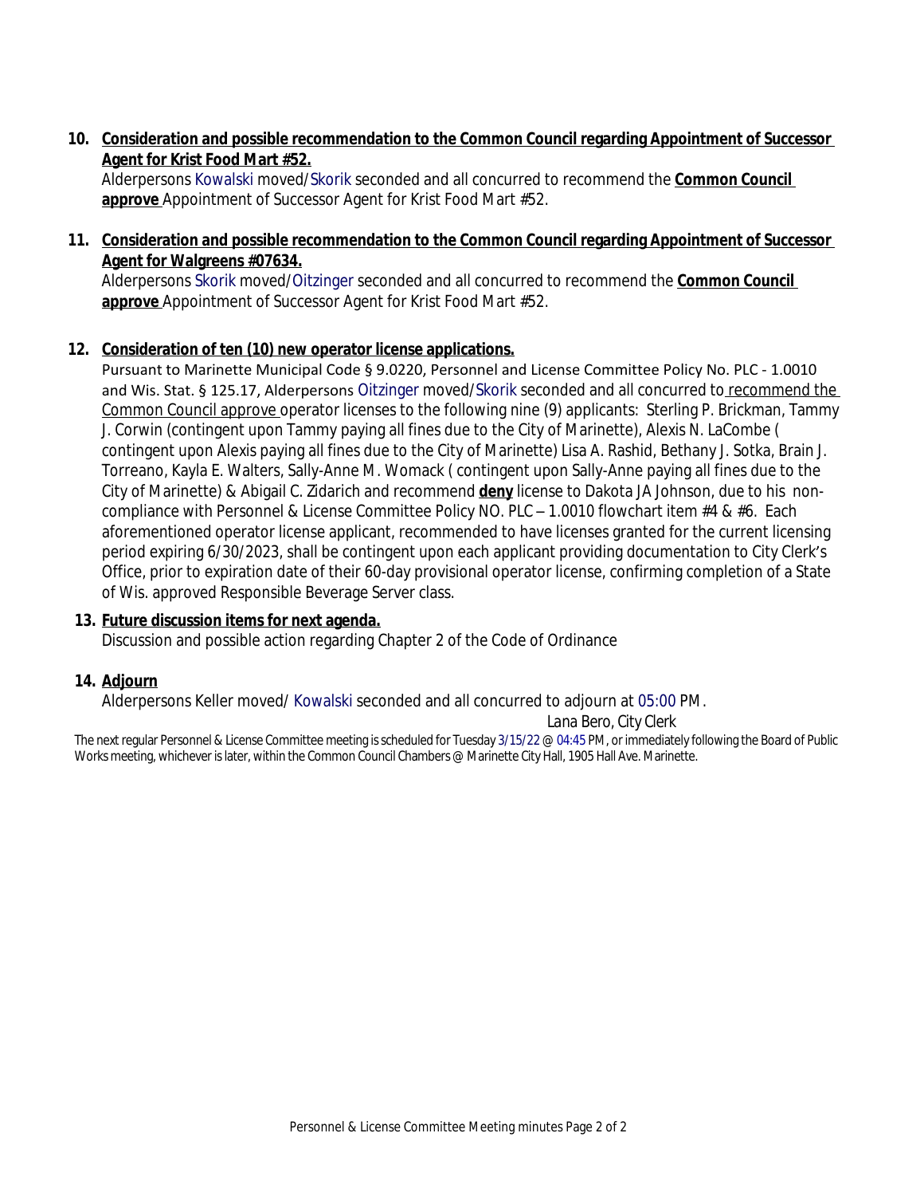**10. Consideration and possible recommendation to the Common Council regarding Appointment of Successor Agent for Krist Food Mart #52.**

Alderpersons Kowalski moved/Skorik seconded and all concurred to recommend the **Common Council approve** Appointment of Successor Agent for Krist Food Mart #52.

**11. Consideration and possible recommendation to the Common Council regarding Appointment of Successor Agent for Walgreens #07634.**

Alderpersons Skorik moved/Oitzinger seconded and all concurred to recommend the **Common Council approve** Appointment of Successor Agent for Krist Food Mart #52.

**12. Consideration of ten (10) new operator license applications.**

Pursuant to Marinette Municipal Code § 9.0220, Personnel and License Committee Policy No. PLC - 1.0010 and Wis. Stat. § 125.17, Alderpersons Oitzinger moved/Skorik seconded and all concurred to recommend the Common Council approve operator licenses to the following nine (9) applicants: Sterling P. Brickman, Tammy J. Corwin (contingent upon Tammy paying all fines due to the City of Marinette), Alexis N. LaCombe ( contingent upon Alexis paying all fines due to the City of Marinette) Lisa A. Rashid, Bethany J. Sotka, Brain J. Torreano, Kayla E. Walters, Sally-Anne M. Womack ( contingent upon Sally-Anne paying all fines due to the City of Marinette) & Abigail C. Zidarich and recommend **deny** license to Dakota JA Johnson, due to his non-compliance with Personnel & License Committee Policy NO. PLC – 1.0010 flowchart item #4 & #6. Each aforementioned operator license applicant, recommended to have licenses granted for the current licensing period expiring 6/30/2023, shall be contingent upon each applicant providing documentation to City Clerk's Office, prior to expiration date of their 60-day provisional operator license, confirming completion of a State of Wis. approved Responsible Beverage Server class.

**13. Future discussion items for next agenda.**

Discussion and possible action regarding Chapter 2 of the Code of Ordinance

**14. Adjourn**

Alderpersons Keller moved/ Kowalski seconded and all concurred to adjourn at 05:00 PM.

Lana Bero, City Clerk

The next regular Personnel & License Committee meeting is scheduled for Tuesday 3/15/22 @ 04:45 PM, or immediately following the Board of Public Works meeting, whichever is later, within the Common Council Chambers @ Marinette City Hall, 1905 Hall Ave. Marinette.